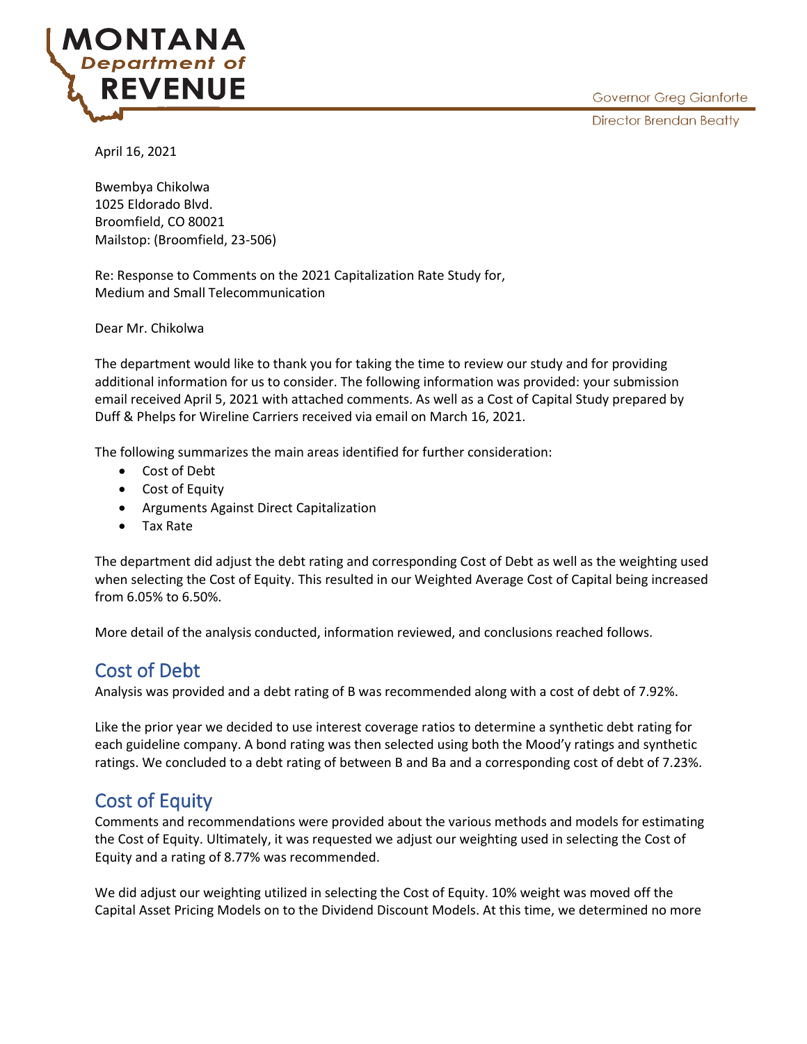MONTANA
Department of
REVENUE

Governor Greg Gianforte
Director Brendan Beatty

April 16, 2021

Bwembya Chikolwa
1025 Eldorado Blvd.
Broomfield, CO 80021
Mailstop: (Broomfield, 23-506)

Re: Response to Comments on the 2021 Capitalization Rate Study for,
Medium and Small Telecommunication

Dear Mr. Chikolwa

The department would like to thank you for taking the time to review our study and for providing additional information for us to consider. The following information was provided: your submission email received April 5, 2021 with attached comments. As well as a Cost of Capital Study prepared by Duff & Phelps for Wireline Carriers received via email on March 16, 2021.

The following summarizes the main areas identified for further consideration:

- Cost of Debt
- Cost of Equity
- Arguments Against Direct Capitalization
- Tax Rate

The department did adjust the debt rating and corresponding Cost of Debt as well as the weighting used when selecting the Cost of Equity. This resulted in our Weighted Average Cost of Capital being increased from 6.05% to 6.50%.

More detail of the analysis conducted, information reviewed, and conclusions reached follows.

## Cost of Debt

Analysis was provided and a debt rating of B was recommended along with a cost of debt of 7.92%.

Like the prior year we decided to use interest coverage ratios to determine a synthetic debt rating for each guideline company. A bond rating was then selected using both the Mood'y ratings and synthetic ratings. We concluded to a debt rating of between B and Ba and a corresponding cost of debt of 7.23%.

## Cost of Equity

Comments and recommendations were provided about the various methods and models for estimating the Cost of Equity. Ultimately, it was requested we adjust our weighting used in selecting the Cost of Equity and a rating of 8.77% was recommended.

We did adjust our weighting utilized in selecting the Cost of Equity. 10% weight was moved off the Capital Asset Pricing Models on to the Dividend Discount Models. At this time, we determined no more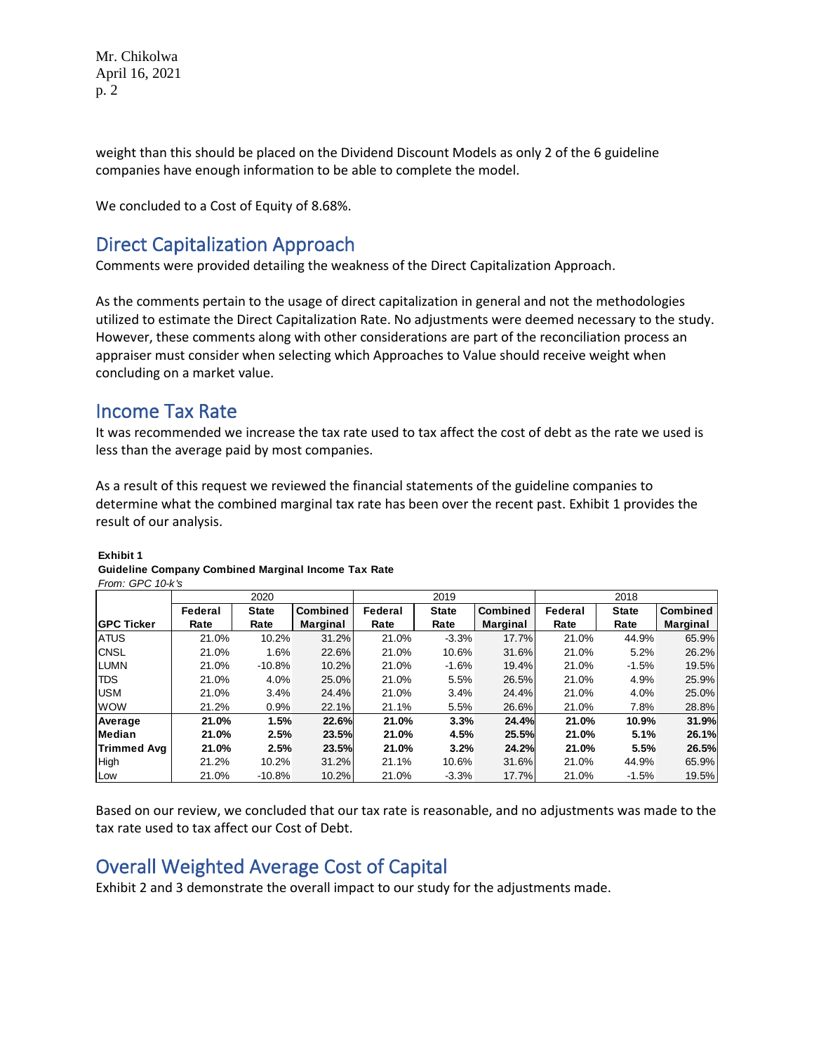weight than this should be placed on the Dividend Discount Models as only 2 of the 6 guideline companies have enough information to be able to complete the model.

We concluded to a Cost of Equity of 8.68%.

## Direct Capitalization Approach

Comments were provided detailing the weakness of the Direct Capitalization Approach.

As the comments pertain to the usage of direct capitalization in general and not the methodologies utilized to estimate the Direct Capitalization Rate. No adjustments were deemed necessary to the study. However, these comments along with other considerations are part of the reconciliation process an appraiser must consider when selecting which Approaches to Value should receive weight when concluding on a market value.

## Income Tax Rate

It was recommended we increase the tax rate used to tax affect the cost of debt as the rate we used is less than the average paid by most companies.

As a result of this request we reviewed the financial statements of the guideline companies to determine what the combined marginal tax rate has been over the recent past. Exhibit 1 provides the result of our analysis.

**Exhibit 1**
**Guideline Company Combined Marginal Income Tax Rate**
*From: GPC 10-k's*

| | 2020 | | | 2019 | | | 2018 | | |
|---|---|---|---|---|---|---|---|---|---|
| **GPC Ticker** | **Federal Rate** | **State Rate** | **Combined Marginal** | **Federal Rate** | **State Rate** | **Combined Marginal** | **Federal Rate** | **State Rate** | **Combined Marginal** |
| ATUS | 21.0% | 10.2% | 31.2% | 21.0% | -3.3% | 17.7% | 21.0% | 44.9% | 65.9% |
| CNSL | 21.0% | 1.6% | 22.6% | 21.0% | 10.6% | 31.6% | 21.0% | 5.2% | 26.2% |
| LUMN | 21.0% | -10.8% | 10.2% | 21.0% | -1.6% | 19.4% | 21.0% | -1.5% | 19.5% |
| TDS | 21.0% | 4.0% | 25.0% | 21.0% | 5.5% | 26.5% | 21.0% | 4.9% | 25.9% |
| USM | 21.0% | 3.4% | 24.4% | 21.0% | 3.4% | 24.4% | 21.0% | 4.0% | 25.0% |
| WOW | 21.2% | 0.9% | 22.1% | 21.1% | 5.5% | 26.6% | 21.0% | 7.8% | 28.8% |
| **Average** | **21.0%** | **1.5%** | **22.6%** | **21.0%** | **3.3%** | **24.4%** | **21.0%** | **10.9%** | **31.9%** |
| **Median** | **21.0%** | **2.5%** | **23.5%** | **21.0%** | **4.5%** | **25.5%** | **21.0%** | **5.1%** | **26.1%** |
| **Trimmed Avg** | **21.0%** | **2.5%** | **23.5%** | **21.0%** | **3.2%** | **24.2%** | **21.0%** | **5.5%** | **26.5%** |
| High | 21.2% | 10.2% | 31.2% | 21.1% | 10.6% | 31.6% | 21.0% | 44.9% | 65.9% |
| Low | 21.0% | -10.8% | 10.2% | 21.0% | -3.3% | 17.7% | 21.0% | -1.5% | 19.5% |

Based on our review, we concluded that our tax rate is reasonable, and no adjustments was made to the tax rate used to tax affect our Cost of Debt.

## Overall Weighted Average Cost of Capital

Exhibit 2 and 3 demonstrate the overall impact to our study for the adjustments made.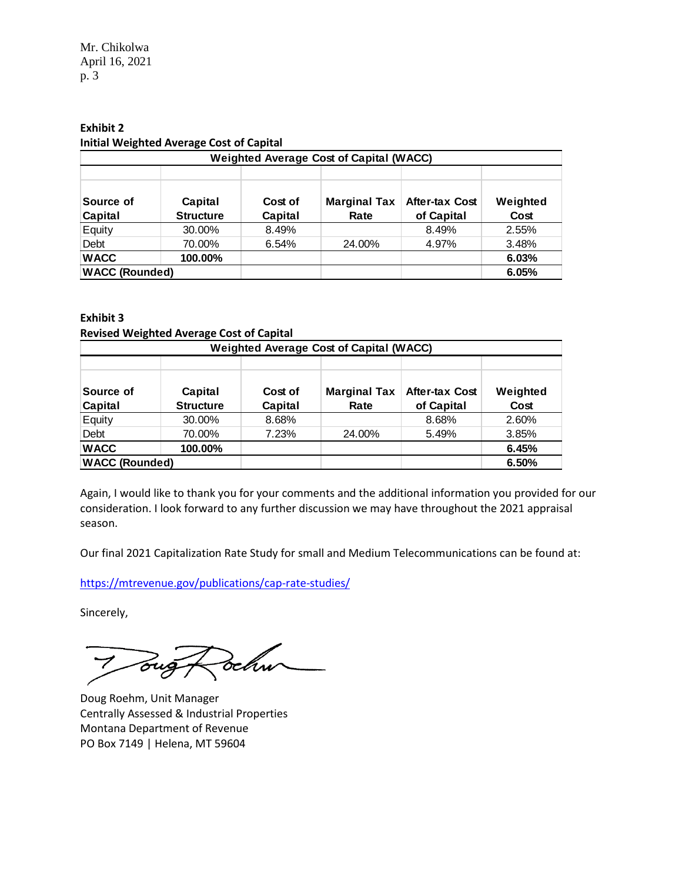**Exhibit 2**
**Initial Weighted Average Cost of Capital**

| Weighted Average Cost of Capital (WACC) | | | | | |
|---|---|---|---|---|---|
| **Source of Capital** | **Capital Structure** | **Cost of Capital** | **Marginal Tax Rate** | **After-tax Cost of Capital** | **Weighted Cost** |
| Equity | 30.00% | 8.49% | | 8.49% | 2.55% |
| Debt | 70.00% | 6.54% | 24.00% | 4.97% | 3.48% |
| **WACC** | **100.00%** | | | | **6.03%** |
| **WACC (Rounded)** | | | | | **6.05%** |

**Exhibit 3**
**Revised Weighted Average Cost of Capital**

| Weighted Average Cost of Capital (WACC) | | | | | |
|---|---|---|---|---|---|
| **Source of Capital** | **Capital Structure** | **Cost of Capital** | **Marginal Tax Rate** | **After-tax Cost of Capital** | **Weighted Cost** |
| Equity | 30.00% | 8.68% | | 8.68% | 2.60% |
| Debt | 70.00% | 7.23% | 24.00% | 5.49% | 3.85% |
| **WACC** | **100.00%** | | | | **6.45%** |
| **WACC (Rounded)** | | | | | **6.50%** |

Again, I would like to thank you for your comments and the additional information you provided for our consideration. I look forward to any further discussion we may have throughout the 2021 appraisal season.

Our final 2021 Capitalization Rate Study for small and Medium Telecommunications can be found at:

https://mtrevenue.gov/publications/cap-rate-studies/

Sincerely,

Doug Roehm, Unit Manager
Centrally Assessed & Industrial Properties
Montana Department of Revenue
PO Box 7149 | Helena, MT 59604